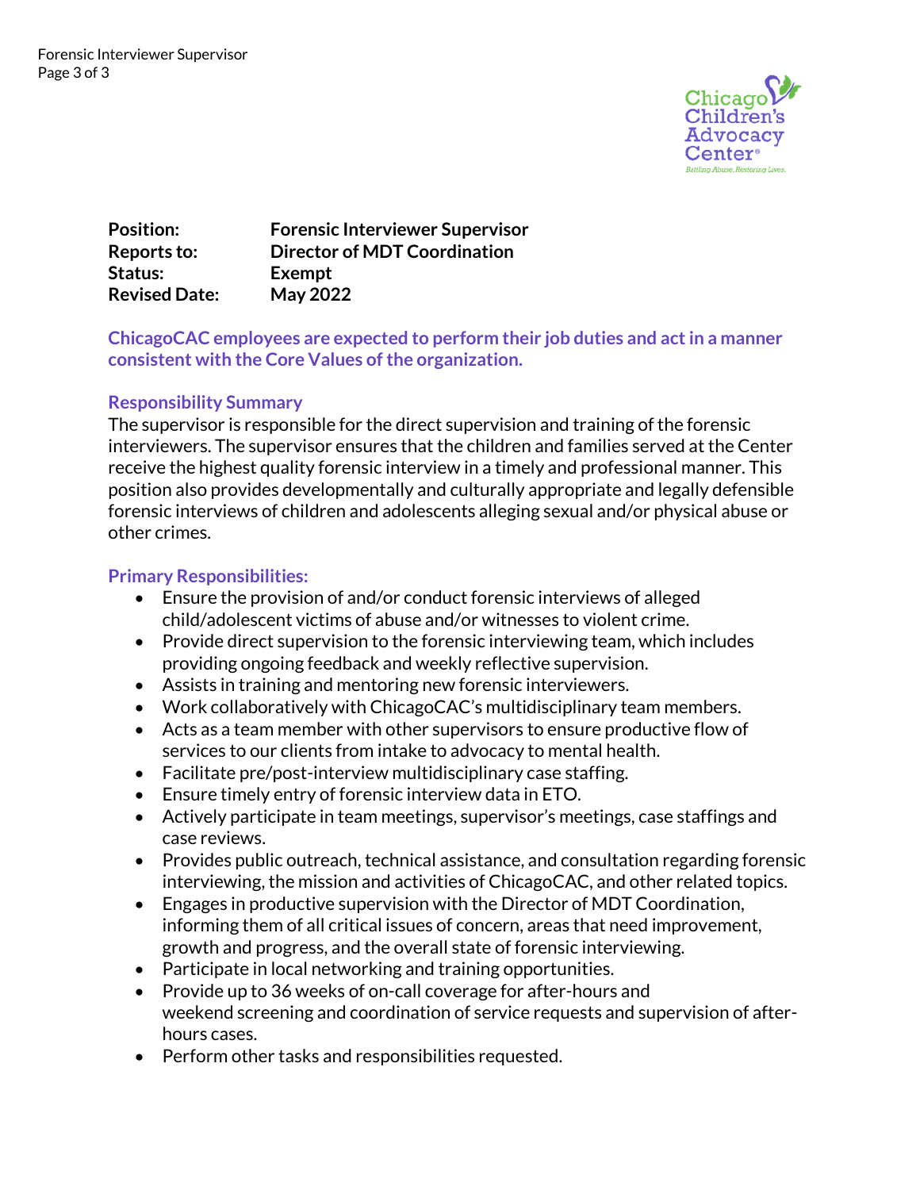**Position:** **Forensic Interviewer Supervisor**
**Reports to:** **Director of MDT Coordination**
**Status:** **Exempt**
**Revised Date:** **May 2022**

**ChicagoCAC employees are expected to perform their job duties and act in a manner consistent with the Core Values of the organization.**

**Responsibility Summary**

The supervisor is responsible for the direct supervision and training of the forensic interviewers. The supervisor ensures that the children and families served at the Center receive the highest quality forensic interview in a timely and professional manner. This position also provides developmentally and culturally appropriate and legally defensible forensic interviews of children and adolescents alleging sexual and/or physical abuse or other crimes.

**Primary Responsibilities:**

- Ensure the provision of and/or conduct forensic interviews of alleged child/adolescent victims of abuse and/or witnesses to violent crime.
- Provide direct supervision to the forensic interviewing team, which includes providing ongoing feedback and weekly reflective supervision.
- Assists in training and mentoring new forensic interviewers.
- Work collaboratively with ChicagoCAC's multidisciplinary team members.
- Acts as a team member with other supervisors to ensure productive flow of services to our clients from intake to advocacy to mental health.
- Facilitate pre/post-interview multidisciplinary case staffing.
- Ensure timely entry of forensic interview data in ETO.
- Actively participate in team meetings, supervisor's meetings, case staffings and case reviews.
- Provides public outreach, technical assistance, and consultation regarding forensic interviewing, the mission and activities of ChicagoCAC, and other related topics.
- Engages in productive supervision with the Director of MDT Coordination, informing them of all critical issues of concern, areas that need improvement, growth and progress, and the overall state of forensic interviewing.
- Participate in local networking and training opportunities.
- Provide up to 36 weeks of on-call coverage for after-hours and weekend screening and coordination of service requests and supervision of after-hours cases.
- Perform other tasks and responsibilities requested.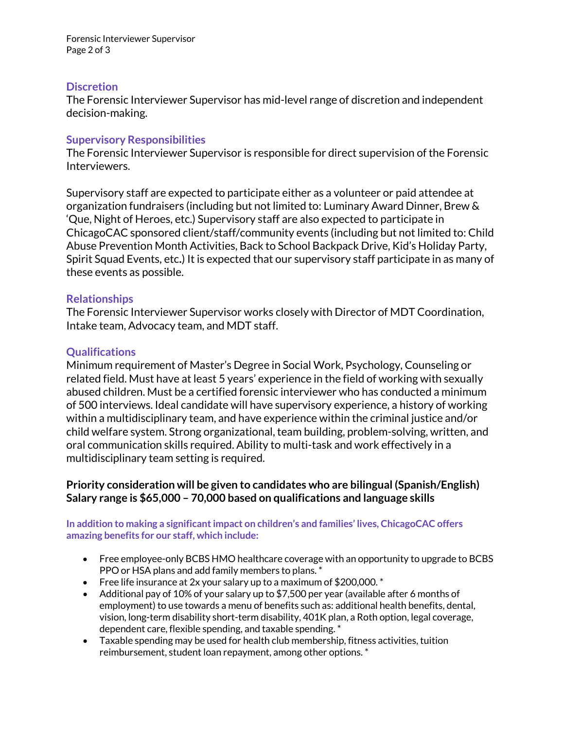## Discretion

The Forensic Interviewer Supervisor has mid-level range of discretion and independent decision-making.

## Supervisory Responsibilities

The Forensic Interviewer Supervisor is responsible for direct supervision of the Forensic Interviewers.

Supervisory staff are expected to participate either as a volunteer or paid attendee at organization fundraisers (including but not limited to: Luminary Award Dinner, Brew & 'Que, Night of Heroes, etc.) Supervisory staff are also expected to participate in ChicagoCAC sponsored client/staff/community events (including but not limited to: Child Abuse Prevention Month Activities, Back to School Backpack Drive, Kid's Holiday Party, Spirit Squad Events, etc.) It is expected that our supervisory staff participate in as many of these events as possible.

## Relationships

The Forensic Interviewer Supervisor works closely with Director of MDT Coordination, Intake team, Advocacy team, and MDT staff.

## Qualifications

Minimum requirement of Master's Degree in Social Work, Psychology, Counseling or related field. Must have at least 5 years' experience in the field of working with sexually abused children. Must be a certified forensic interviewer who has conducted a minimum of 500 interviews. Ideal candidate will have supervisory experience, a history of working within a multidisciplinary team, and have experience within the criminal justice and/or child welfare system. Strong organizational, team building, problem-solving, written, and oral communication skills required. Ability to multi-task and work effectively in a multidisciplinary team setting is required.

**Priority consideration will be given to candidates who are bilingual (Spanish/English)**
**Salary range is $65,000 – 70,000 based on qualifications and language skills**

**In addition to making a significant impact on children's and families' lives, ChicagoCAC offers amazing benefits for our staff, which include:**

- Free employee-only BCBS HMO healthcare coverage with an opportunity to upgrade to BCBS PPO or HSA plans and add family members to plans. *
- Free life insurance at 2x your salary up to a maximum of $200,000. *
- Additional pay of 10% of your salary up to $7,500 per year (available after 6 months of employment) to use towards a menu of benefits such as: additional health benefits, dental, vision, long-term disability short-term disability, 401K plan, a Roth option, legal coverage, dependent care, flexible spending, and taxable spending. *
- Taxable spending may be used for health club membership, fitness activities, tuition reimbursement, student loan repayment, among other options. *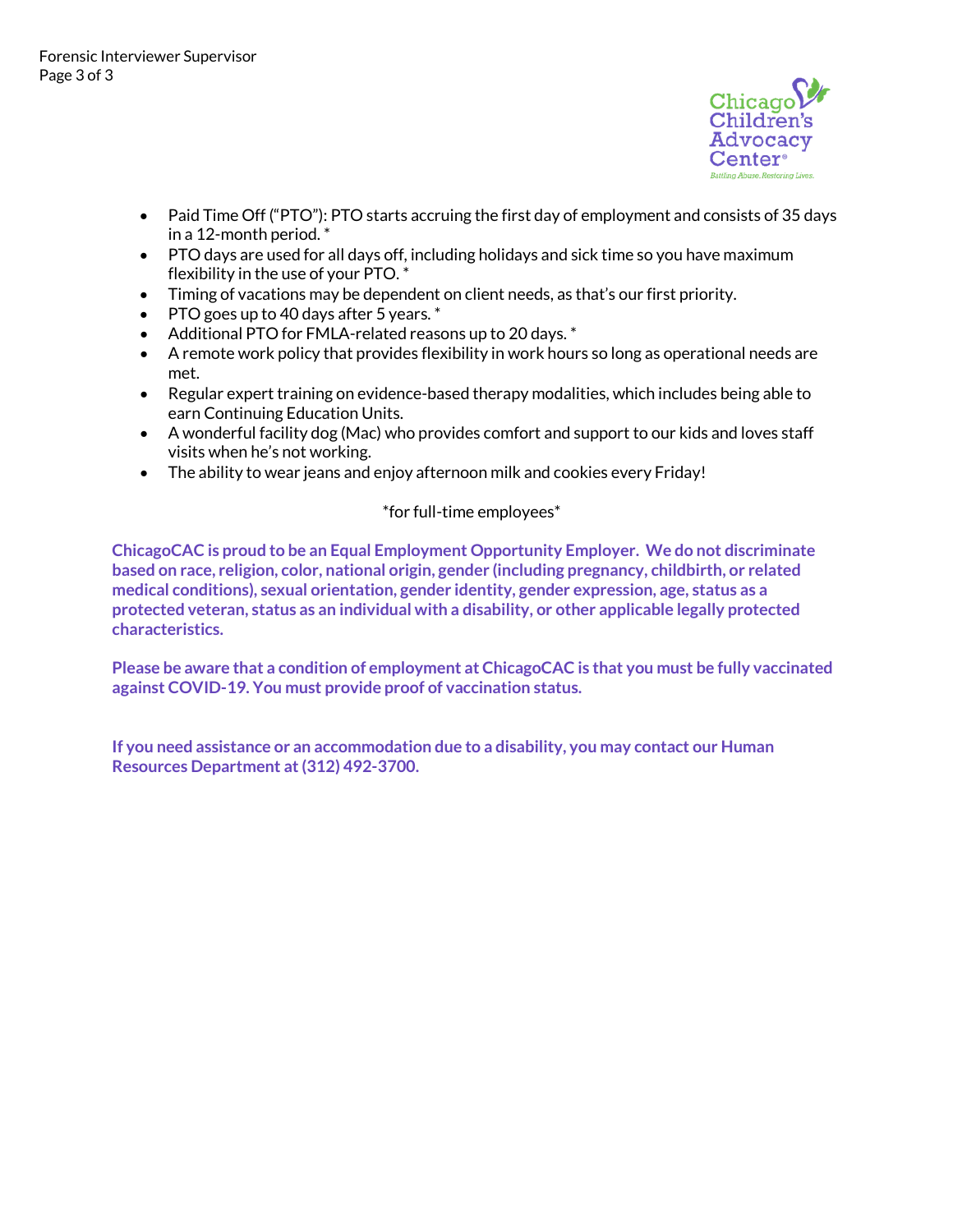- Paid Time Off ("PTO"): PTO starts accruing the first day of employment and consists of 35 days in a 12-month period. *
- PTO days are used for all days off, including holidays and sick time so you have maximum flexibility in the use of your PTO. *
- Timing of vacations may be dependent on client needs, as that's our first priority.
- PTO goes up to 40 days after 5 years. *
- Additional PTO for FMLA-related reasons up to 20 days. *
- A remote work policy that provides flexibility in work hours so long as operational needs are met.
- Regular expert training on evidence-based therapy modalities, which includes being able to earn Continuing Education Units.
- A wonderful facility dog (Mac) who provides comfort and support to our kids and loves staff visits when he's not working.
- The ability to wear jeans and enjoy afternoon milk and cookies every Friday!

*for full-time employees*

**ChicagoCAC is proud to be an Equal Employment Opportunity Employer. We do not discriminate based on race, religion, color, national origin, gender (including pregnancy, childbirth, or related medical conditions), sexual orientation, gender identity, gender expression, age, status as a protected veteran, status as an individual with a disability, or other applicable legally protected characteristics.**

**Please be aware that a condition of employment at ChicagoCAC is that you must be fully vaccinated against COVID-19. You must provide proof of vaccination status.**

**If you need assistance or an accommodation due to a disability, you may contact our Human Resources Department at (312) 492-3700.**